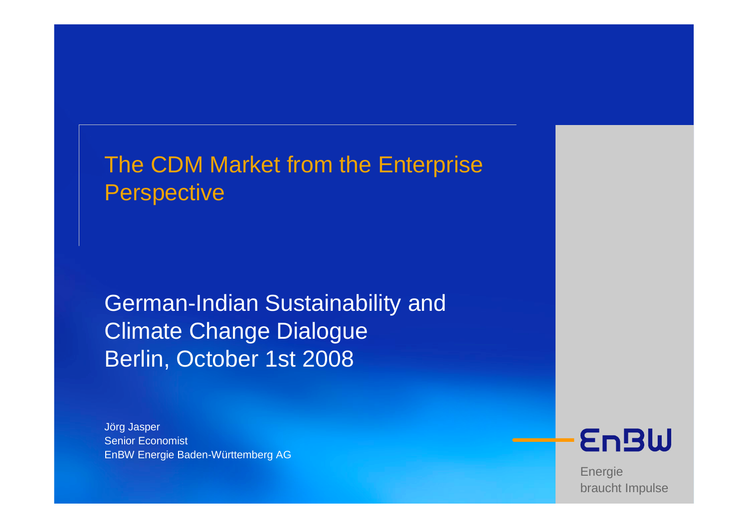# The CDM Market from the Enterprise Perspective

German-Indian Sustainability and Climate Change Dialogue
Berlin, October 1st 2008

Jörg Jasper
Senior Economist
EnBW Energie Baden-Württemberg AG

EnBW

Energie
braucht Impulse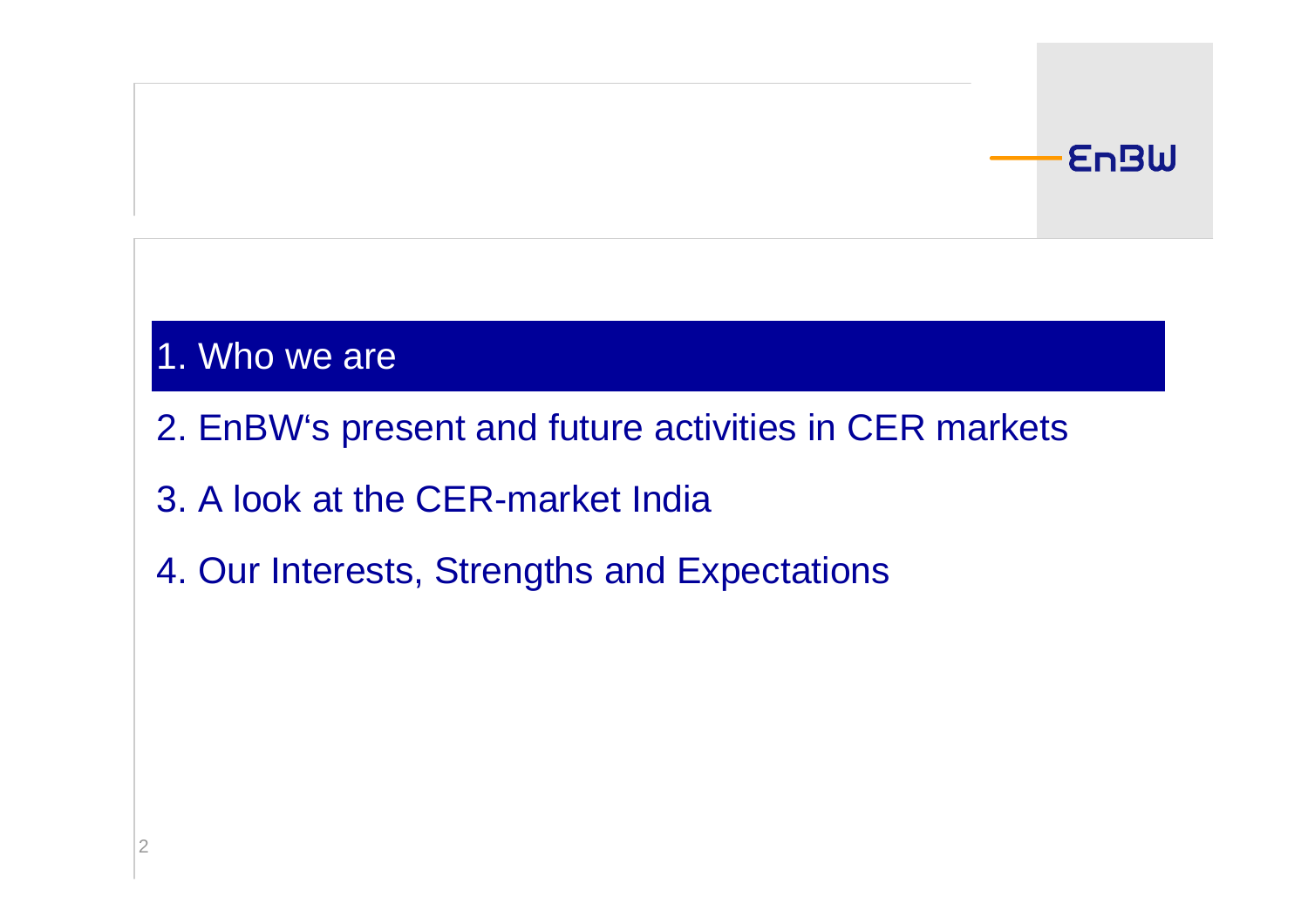1. Who we are
2. EnBW's present and future activities in CER markets
3. A look at the CER-market India
4. Our Interests, Strengths and Expectations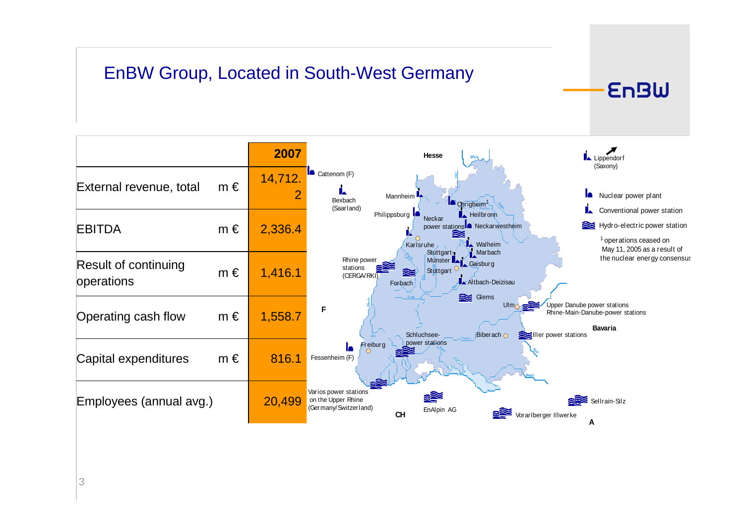# EnBW Group, Located in South-West Germany

| | | 2007 |
|---|---|---|
| External revenue, total | m € | 14,712.2 |
| EBITDA | m € | 2,336.4 |
| Result of continuing operations | m € | 1,416.1 |
| Operating cash flow | m € | 1,558.7 |
| Capital expenditures | m € | 816.1 |
| Employees (annual avg.) | | 20,499 |

Hesse, Cattenom (F), Bexbach (Saarland), Mannheim, Philippsburg, Obrigheim[1], Heilbronn, Neckar power stations, Neckarwestheim, Karlsruhe, Walheim, Marbach, Stuttgart-Münster, Gaisburg, Stuttgart, Rhine power stations (CERGA/RKI), Forbach, Altbach-Deizisau, Glems, Ulm, Upper Danube power stations, Rhine-Main-Danube-power stations, F, Bavaria, Schluchsee-power stations, Biberach, Iller power stations, Freiburg, Fessenheim (F), Varios power stations on the Upper Rhine (Germany/Switzerland), CH, EnAlpin AG, Vorarlberger Illwerke, Sellrain-Silz, A, Lippendorf (Saxony)

- Nuclear power plant
- Conventional power station
- Hydro-electric power station

[1] operations ceased on May 11, 2005 as a result of the nuclear energy consensus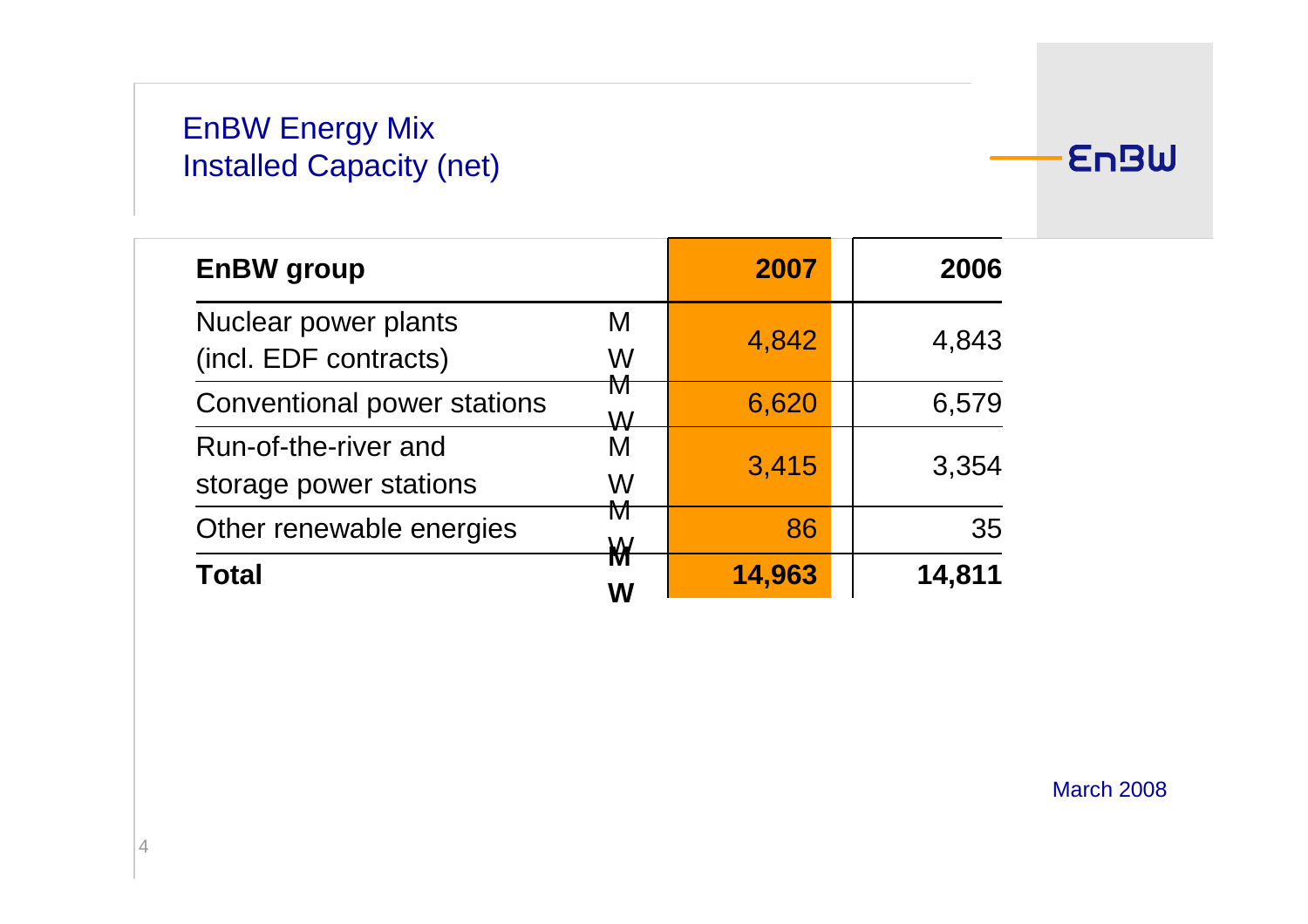# EnBW Energy Mix
## Installed Capacity (net)

| EnBW group | | 2007 | 2006 |
|---|---|---|---|
| Nuclear power plants (incl. EDF contracts) | MW | 4,842 | 4,843 |
| Conventional power stations | MW | 6,620 | 6,579 |
| Run-of-the-river and storage power stations | MW | 3,415 | 3,354 |
| Other renewable energies | MW | 86 | 35 |
| **Total** | **MW** | **14,963** | **14,811** |

March 2008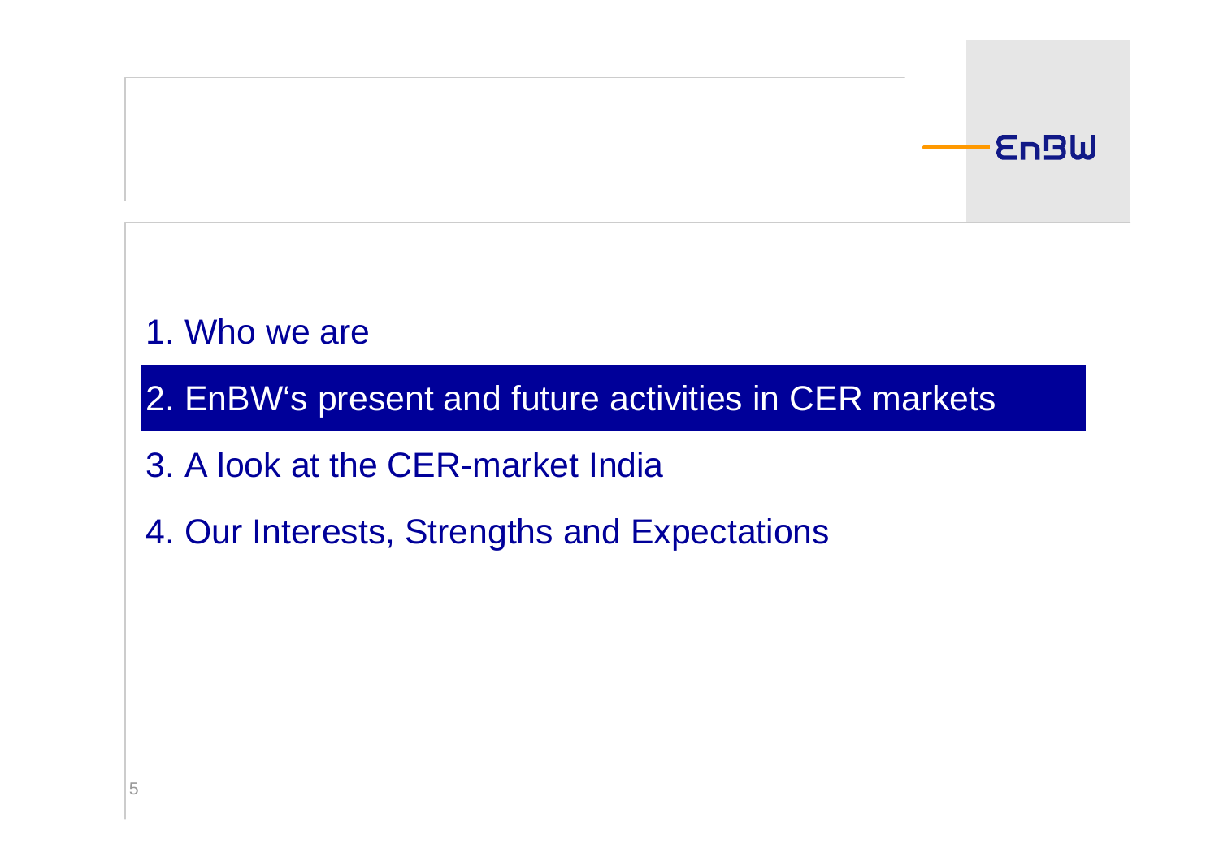1. Who we are
2. **EnBW's present and future activities in CER markets**
3. A look at the CER-market India
4. Our Interests, Strengths and Expectations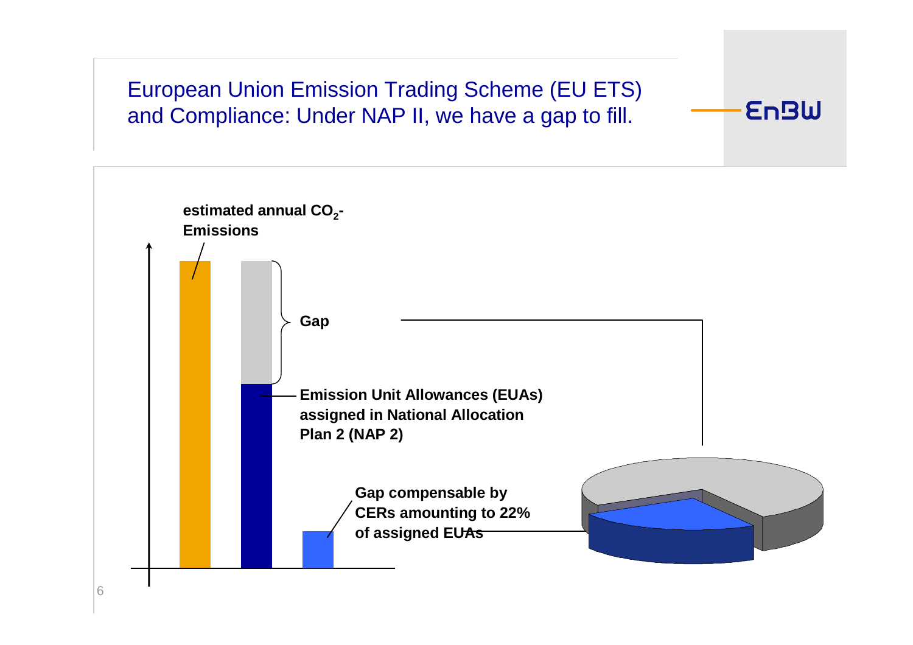# European Union Emission Trading Scheme (EU ETS) and Compliance: Under NAP II, we have a gap to fill.

EnBW

estimated annual $CO_2$-Emissions

Gap

Emission Unit Allowances (EUAs) assigned in National Allocation Plan 2 (NAP 2)

Gap compensable by CERs amounting to 22% of assigned EUAs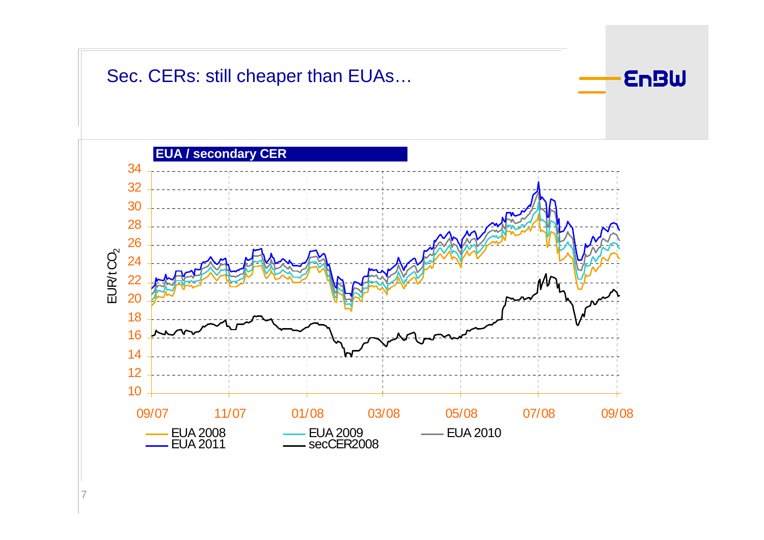# Sec. CERs: still cheaper than EUAs…

**EUA / secondary CER**

EUR/t $CO_2$

34, 32, 30, 28, 26, 24, 22, 20, 18, 16, 14, 12, 10

09/07, 11/07, 01/08, 03/08, 05/08, 07/08, 09/08

EUA 2008, EUA 2009, EUA 2010, EUA 2011, secCER2008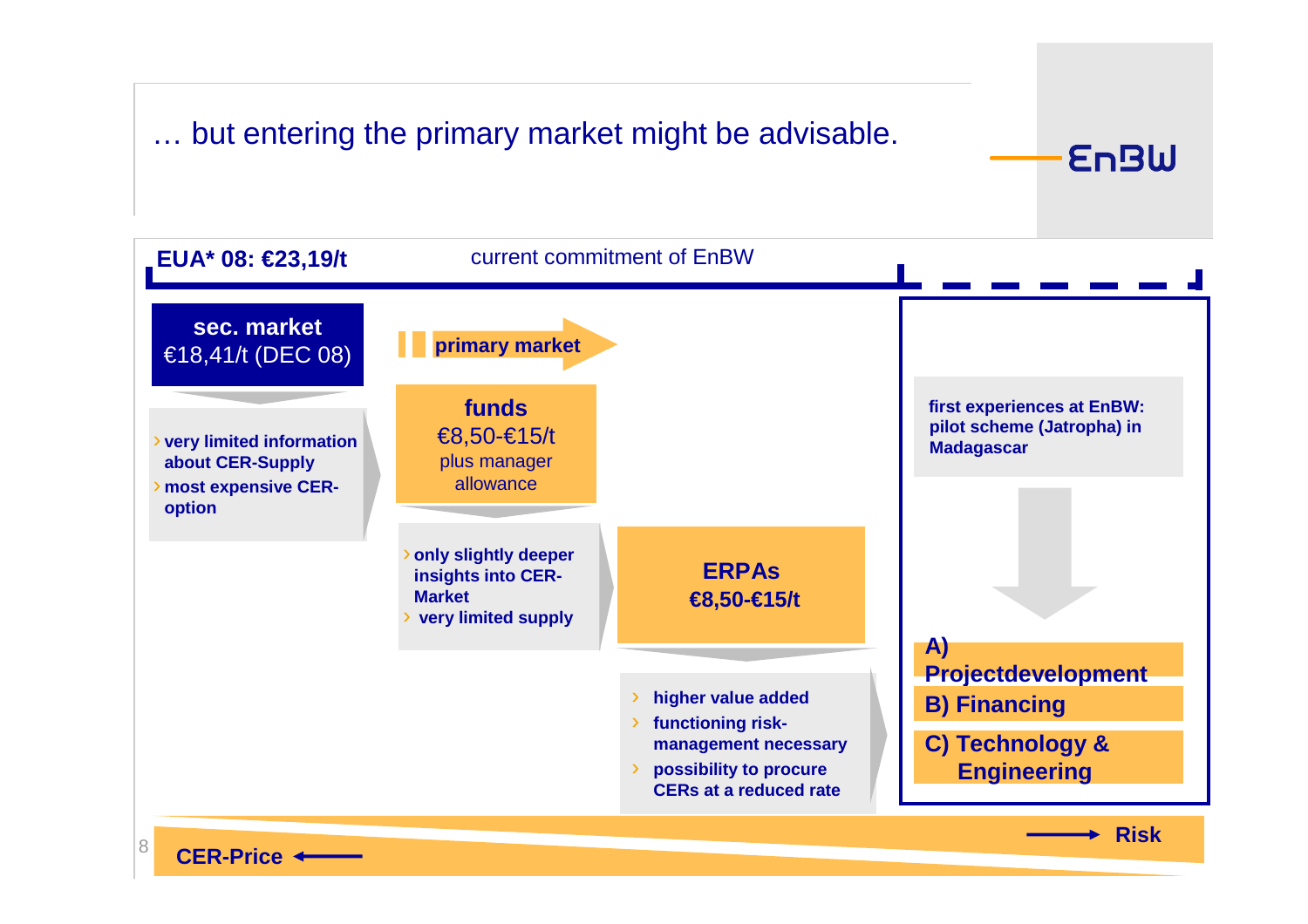# … but entering the primary market might be advisable.

**EUA* 08: €23,19/t** — current commitment of EnBW

**sec. market**
€18,41/t (DEC 08)

- **very limited information about CER-Supply**
- **most expensive CER-option**

**primary market**

**funds**
€8,50-€15/t
plus manager allowance

- **only slightly deeper insights into CER-Market**
- **very limited supply**

**ERPAs**
**€8,50-€15/t**

- **higher value added**
- **functioning risk-management necessary**
- **possibility to procure CERs at a reduced rate**

**first experiences at EnBW: pilot scheme (Jatropha) in Madagascar**

**A) Projectdevelopment**

**B) Financing**

**C) Technology & Engineering**

**CER-Price** ←

→ **Risk**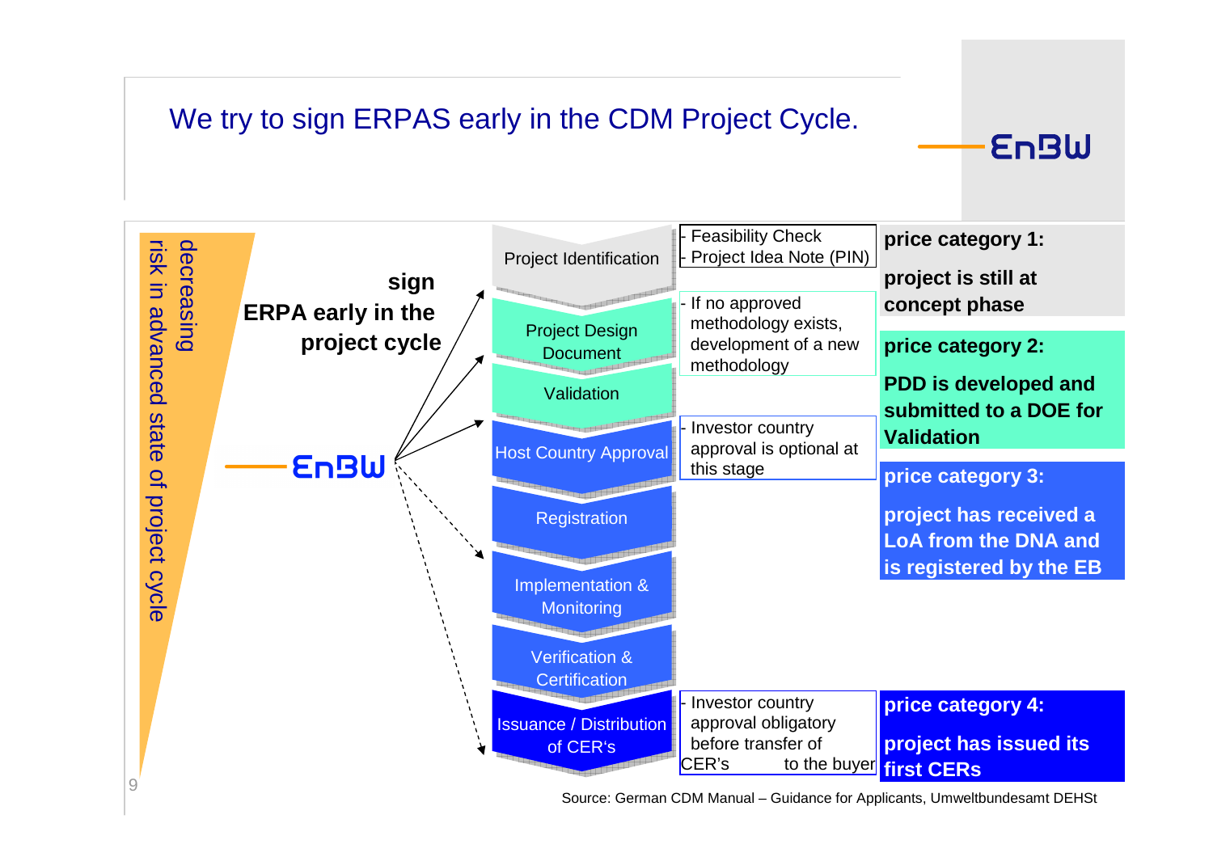# We try to sign ERPAS early in the CDM Project Cycle.

EnBW

decreasing risk in advanced state of project cycle

**sign ERPA early in the project cycle**

EnBW

| Project Cycle Stage | Notes | Price Category |
|---|---|---|
| Project Identification | - Feasibility Check<br>- Project Idea Note (PIN) | **price category 1:** **project is still at concept phase** |
| Project Design Document | - If no approved methodology exists, development of a new methodology | **price category 2:** **PDD is developed and submitted to a DOE for Validation** |
| Validation | | |
| Host Country Approval | - Investor country approval is optional at this stage | **price category 3:** **project has received a LoA from the DNA and is registered by the EB** |
| Registration | | |
| Implementation & Monitoring | | |
| Verification & Certification | | |
| Issuance / Distribution of CER's | - Investor country approval obligatory before transfer of CER's to the buyer | **price category 4:** **project has issued its first CERs** |

Source: German CDM Manual – Guidance for Applicants, Umweltbundesamt DEHSt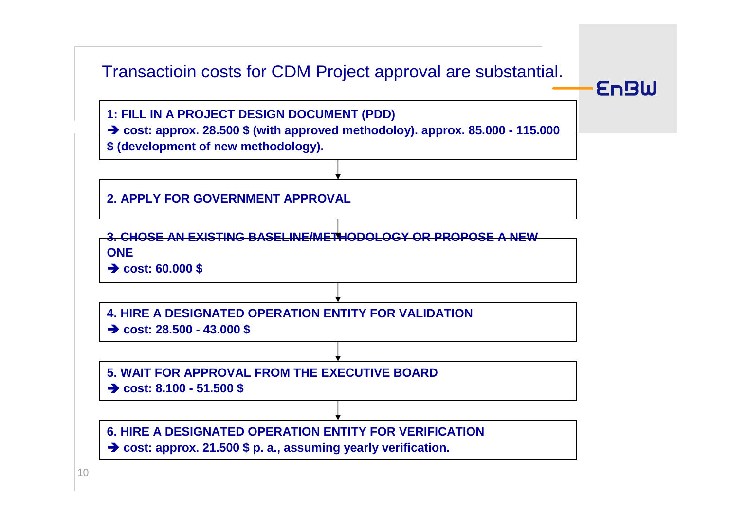# Transactioin costs for CDM Project approval are substantial.

**1: FILL IN A PROJECT DESIGN DOCUMENT (PDD)**
**➔ cost: approx. 28.500 $ (with approved methodoloy). approx. 85.000 - 115.000 $ (development of new methodology).**

**2. APPLY FOR GOVERNMENT APPROVAL**

**3. CHOSE AN EXISTING BASELINE/METHODOLOGY OR PROPOSE A NEW ONE**
**➔ cost: 60.000 $**

**4. HIRE A DESIGNATED OPERATION ENTITY FOR VALIDATION**
**➔ cost: 28.500 - 43.000 $**

**5. WAIT FOR APPROVAL FROM THE EXECUTIVE BOARD**
**➔ cost: 8.100 - 51.500 $**

**6. HIRE A DESIGNATED OPERATION ENTITY FOR VERIFICATION**
**➔ cost: approx. 21.500 $ p. a., assuming yearly verification.**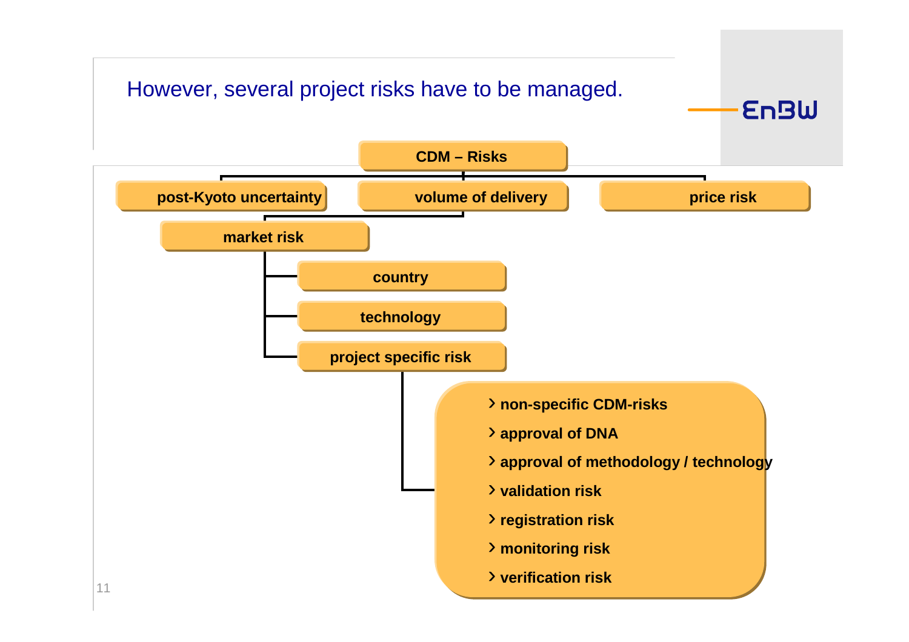# However, several project risks have to be managed.

- **CDM – Risks**
  - **post-Kyoto uncertainty**
  - **volume of delivery**
    - **market risk**
      - **country**
      - **technology**
      - **project specific risk**
        - non-specific CDM-risks
        - approval of DNA
        - approval of methodology / technology
        - validation risk
        - registration risk
        - monitoring risk
        - verification risk
  - **price risk**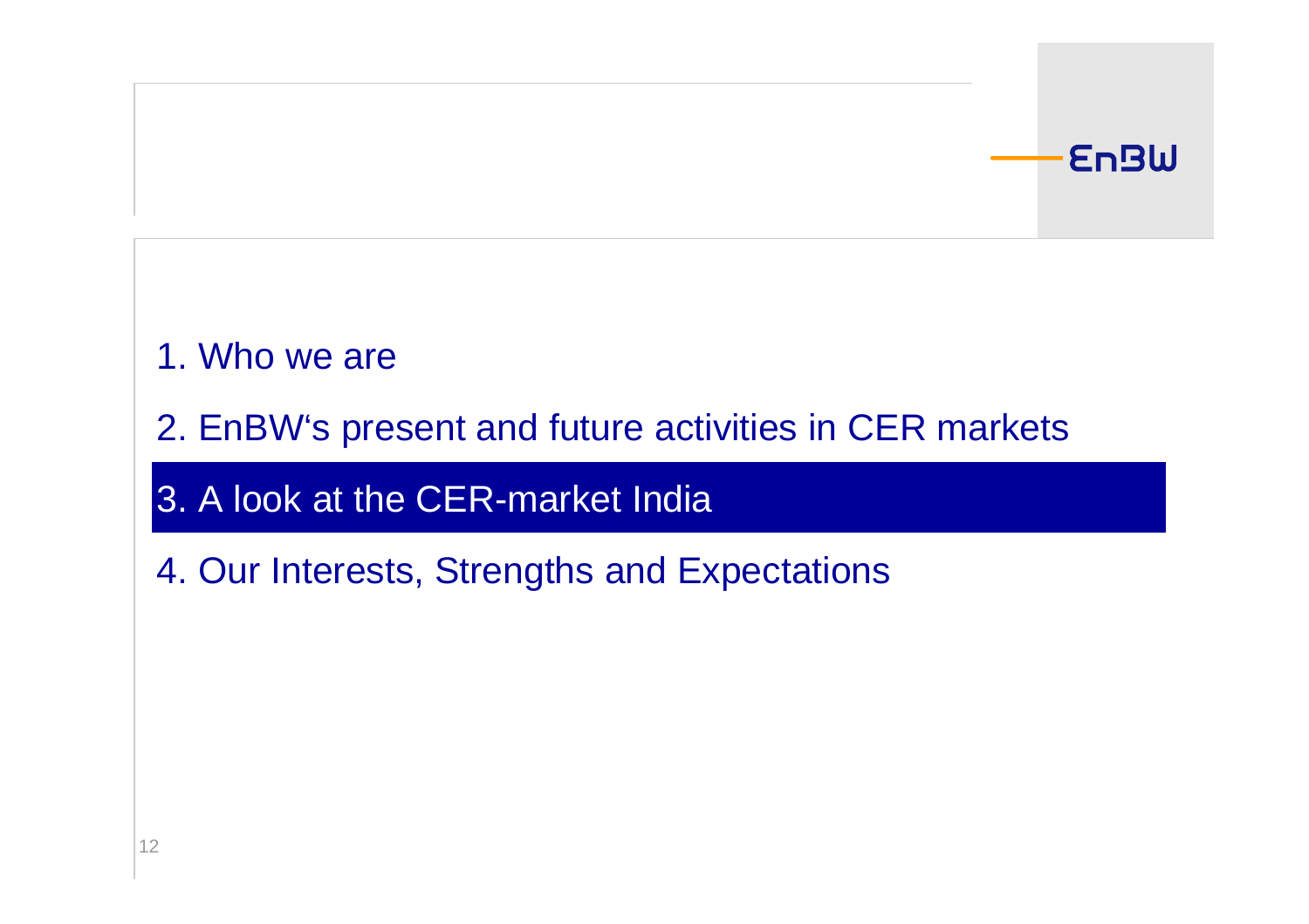1. Who we are
2. EnBW's present and future activities in CER markets
3. **A look at the CER-market India**
4. Our Interests, Strengths and Expectations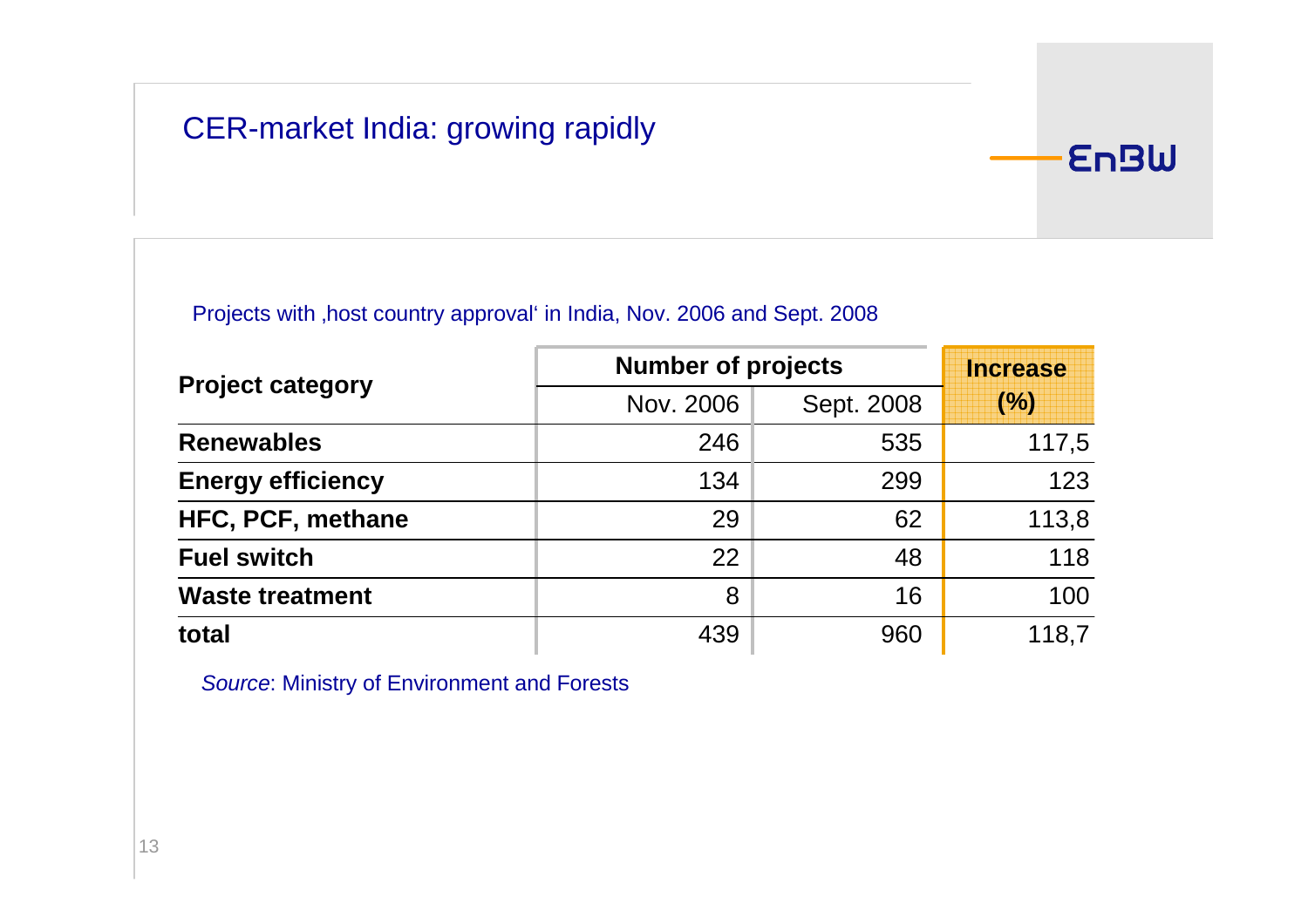# CER-market India: growing rapidly

Projects with ‚host country approval‘ in India, Nov. 2006 and Sept. 2008

| Project category | Number of projects | | Increase (%) |
|---|---|---|---|
| | Nov. 2006 | Sept. 2008 | |
| **Renewables** | 246 | 535 | 117,5 |
| **Energy efficiency** | 134 | 299 | 123 |
| **HFC, PCF, methane** | 29 | 62 | 113,8 |
| **Fuel switch** | 22 | 48 | 118 |
| **Waste treatment** | 8 | 16 | 100 |
| **total** | 439 | 960 | 118,7 |

*Source*: Ministry of Environment and Forests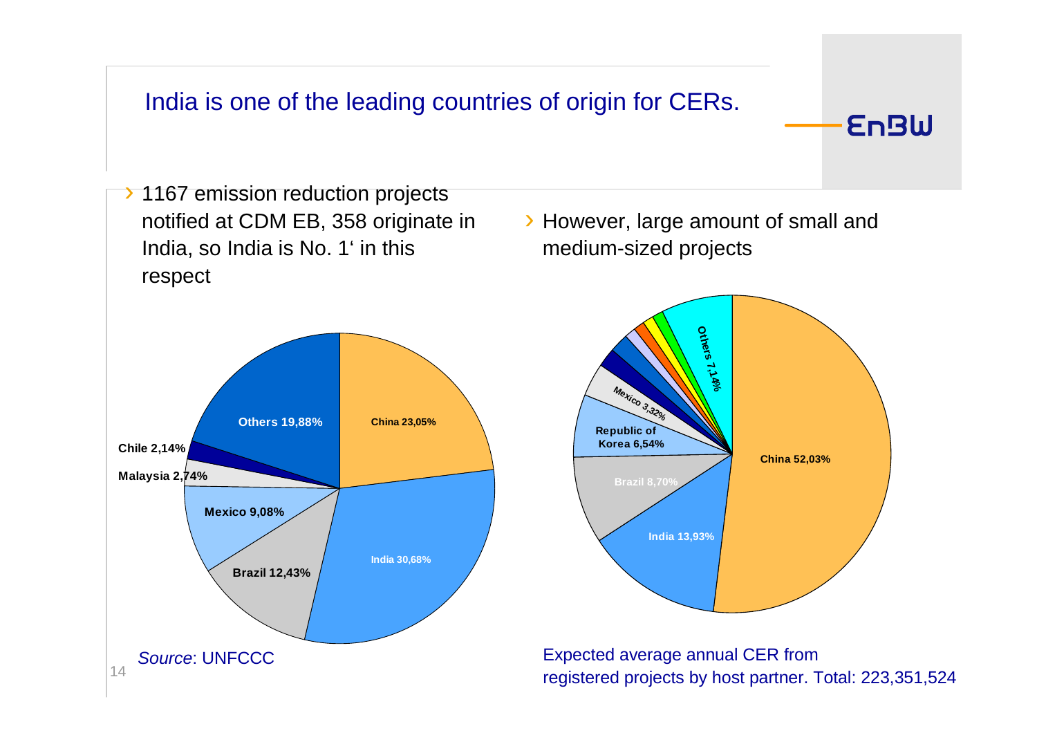# India is one of the leading countries of origin for CERs.

- 1167 emission reduction projects notified at CDM EB, 358 originate in India, so India is No. 1' in this respect

| Country | Share |
|---|---|
| China | 23,05% |
| India | 30,68% |
| Brazil | 12,43% |
| Mexico | 9,08% |
| Malaysia | 2,74% |
| Chile | 2,14% |
| Others | 19,88% |

*Source*: UNFCCC

- However, large amount of small and medium-sized projects

| Country | Share |
|---|---|
| China | 52,03% |
| India | 13,93% |
| Brazil | 8,70% |
| Republic of Korea | 6,54% |
| Mexico | 3,32% |
| Others | 7,14% |

Expected average annual CER from registered projects by host partner. Total: 223,351,524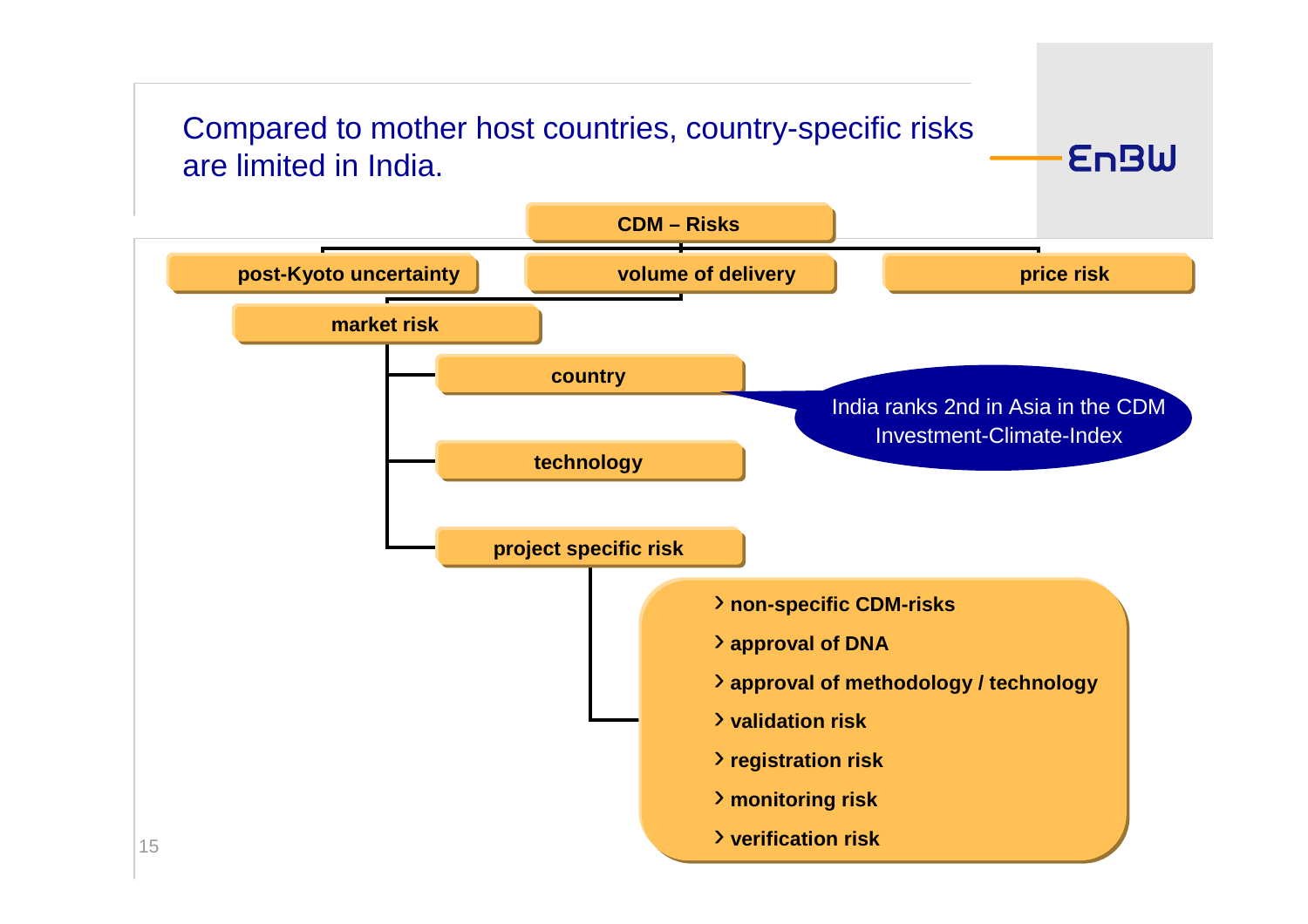# Compared to mother host countries, country-specific risks are limited in India.

**CDM – Risks**

- **post-Kyoto uncertainty**
- **volume of delivery**
- **price risk**

**market risk**

- **country**
  - India ranks 2nd in Asia in the CDM Investment-Climate-Index
- **technology**
- **project specific risk**
  - **non-specific CDM-risks**
  - **approval of DNA**
  - **approval of methodology / technology**
  - **validation risk**
  - **registration risk**
  - **monitoring risk**
  - **verification risk**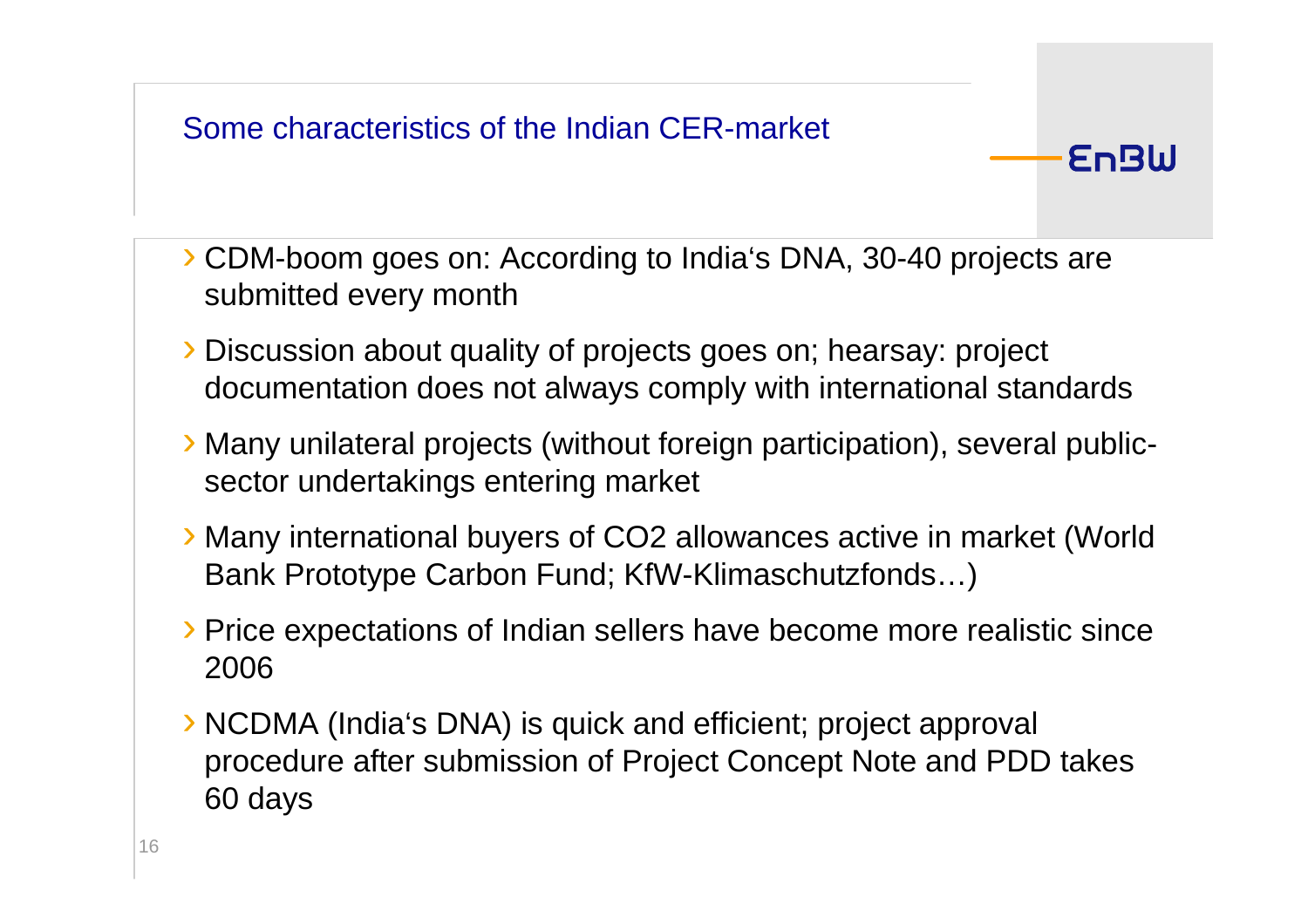# Some characteristics of the Indian CER-market

- CDM-boom goes on: According to India's DNA, 30-40 projects are submitted every month
- Discussion about quality of projects goes on; hearsay: project documentation does not always comply with international standards
- Many unilateral projects (without foreign participation), several public-sector undertakings entering market
- Many international buyers of $CO_2$ allowances active in market (World Bank Prototype Carbon Fund; KfW-Klimaschutzfonds…)
- Price expectations of Indian sellers have become more realistic since 2006
- NCDMA (India's DNA) is quick and efficient; project approval procedure after submission of Project Concept Note and PDD takes 60 days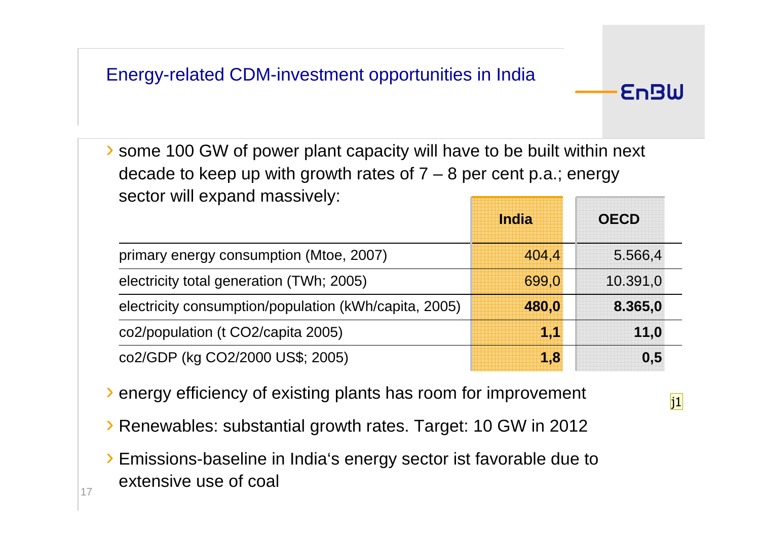# Energy-related CDM-investment opportunities in India

- some 100 GW of power plant capacity will have to be built within next decade to keep up with growth rates of 7 – 8 per cent p.a.; energy sector will expand massively:

| | India | OECD |
|---|---|---|
| primary energy consumption (Mtoe, 2007) | 404,4 | 5.566,4 |
| electricity total generation (TWh; 2005) | 699,0 | 10.391,0 |
| electricity consumption/population (kWh/capita, 2005) | **480,0** | **8.365,0** |
| co2/population (t CO2/capita 2005) | **1,1** | **11,0** |
| co2/GDP (kg CO2/2000 US$; 2005) | **1,8** | **0,5** |

- energy efficiency of existing plants has room for improvement
- Renewables: substantial growth rates. Target: 10 GW in 2012
- Emissions-baseline in India‘s energy sector ist favorable due to extensive use of coal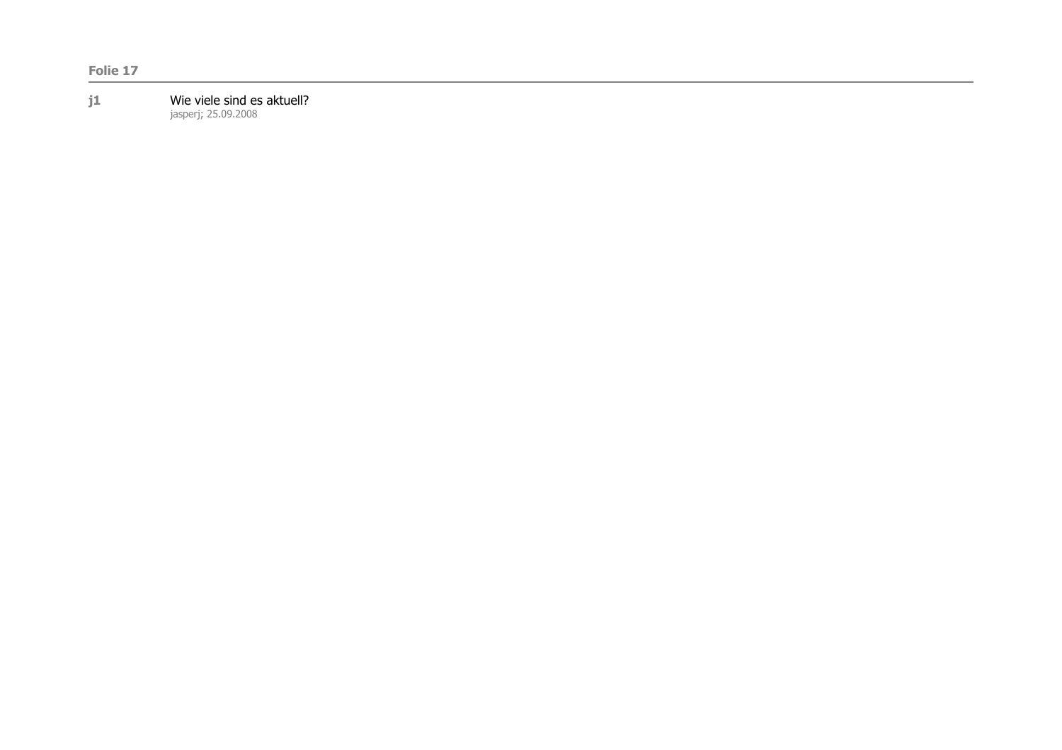**Folie 17**

---

**j1** Wie viele sind es aktuell?
jasperj; 25.09.2008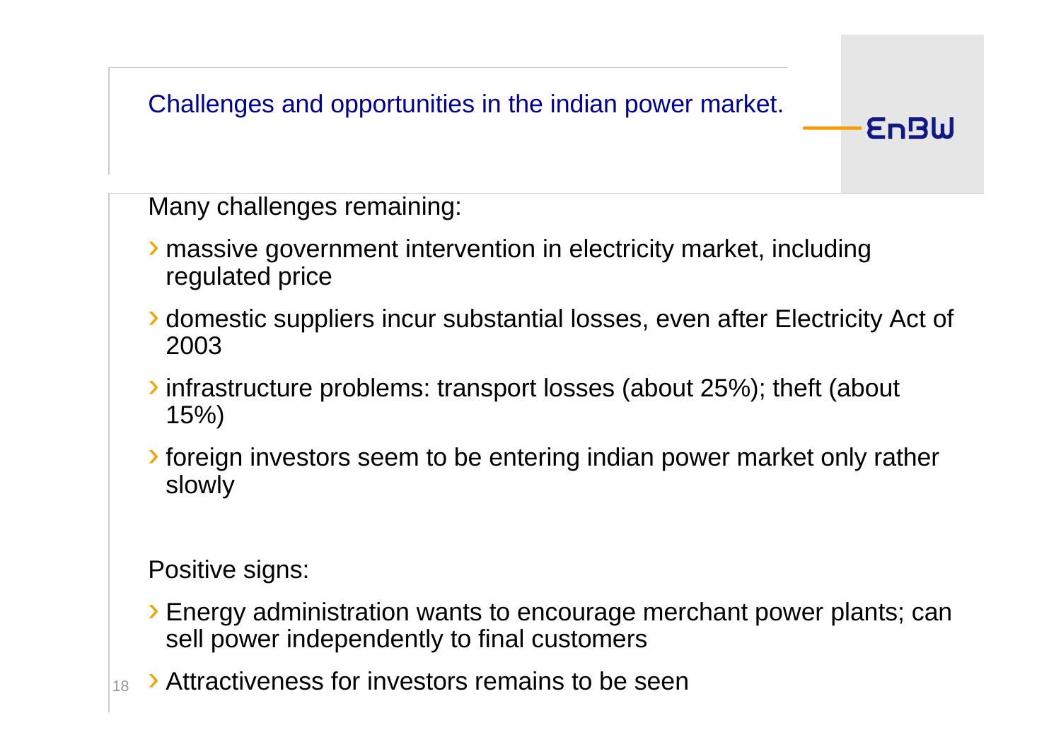# Challenges and opportunities in the indian power market.

Many challenges remaining:

- massive government intervention in electricity market, including regulated price
- domestic suppliers incur substantial losses, even after Electricity Act of 2003
- infrastructure problems: transport losses (about 25%); theft (about 15%)
- foreign investors seem to be entering indian power market only rather slowly

Positive signs:

- Energy administration wants to encourage merchant power plants; can sell power independently to final customers
- Attractiveness for investors remains to be seen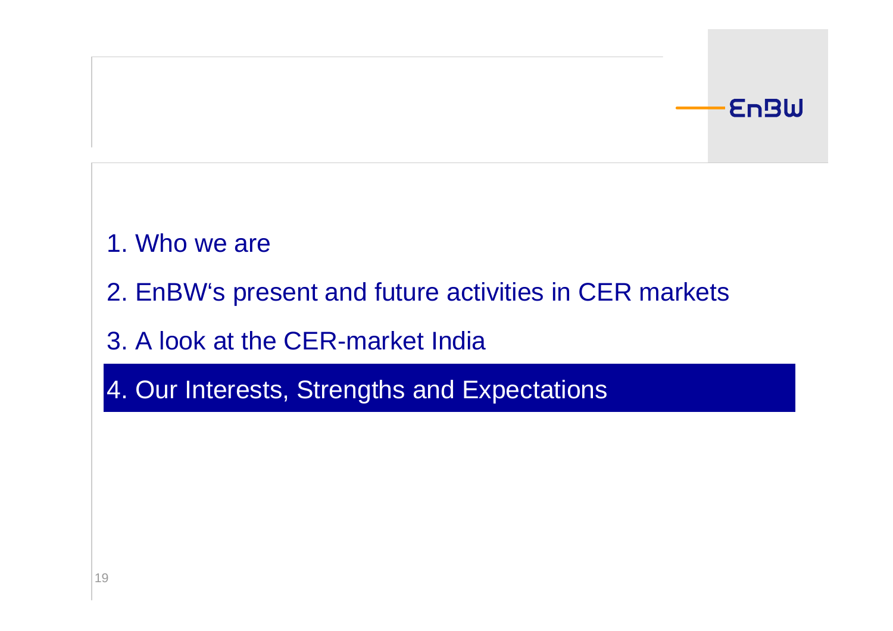1. Who we are
2. EnBW's present and future activities in CER markets
3. A look at the CER-market India
4. **Our Interests, Strengths and Expectations**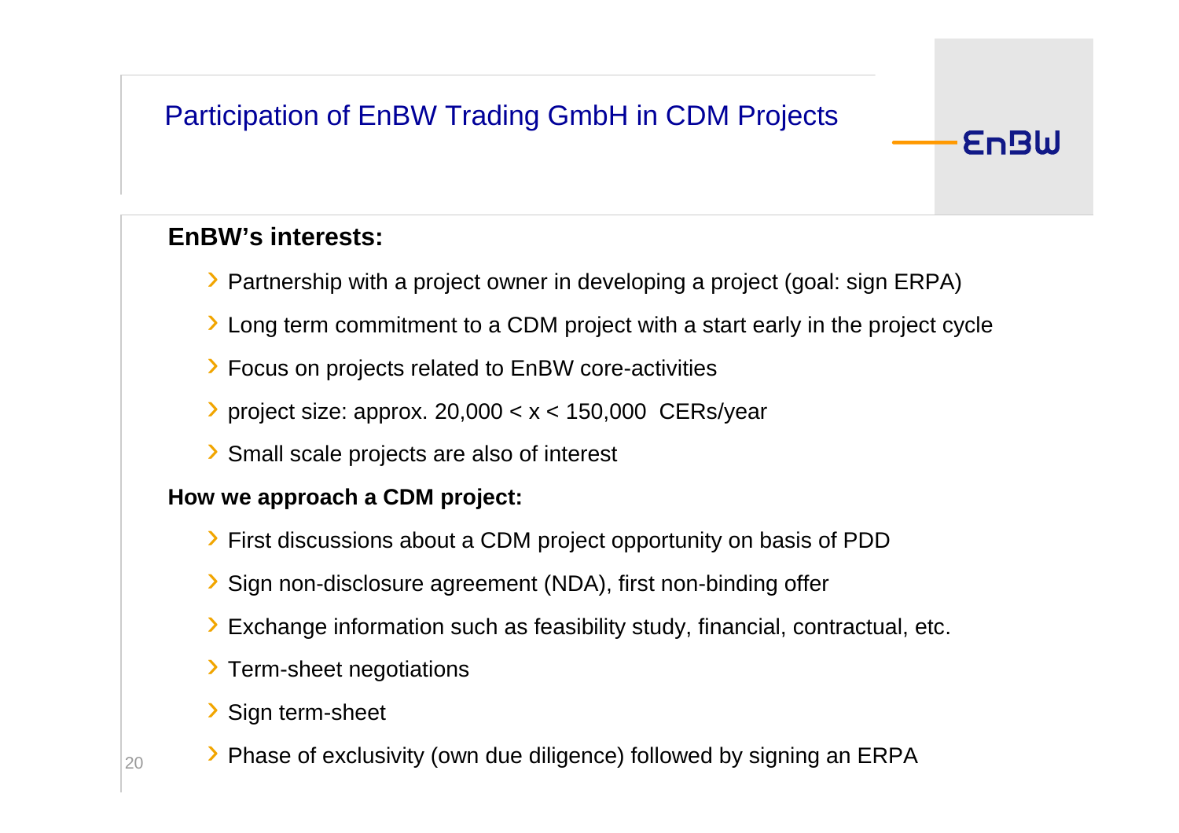# Participation of EnBW Trading GmbH in CDM Projects

EnBW

**EnBW's interests:**

- Partnership with a project owner in developing a project (goal: sign ERPA)
- Long term commitment to a CDM project with a start early in the project cycle
- Focus on projects related to EnBW core-activities
- project size: approx. 20,000 < x < 150,000 CERs/year
- Small scale projects are also of interest

**How we approach a CDM project:**

- First discussions about a CDM project opportunity on basis of PDD
- Sign non-disclosure agreement (NDA), first non-binding offer
- Exchange information such as feasibility study, financial, contractual, etc.
- Term-sheet negotiations
- Sign term-sheet
- Phase of exclusivity (own due diligence) followed by signing an ERPA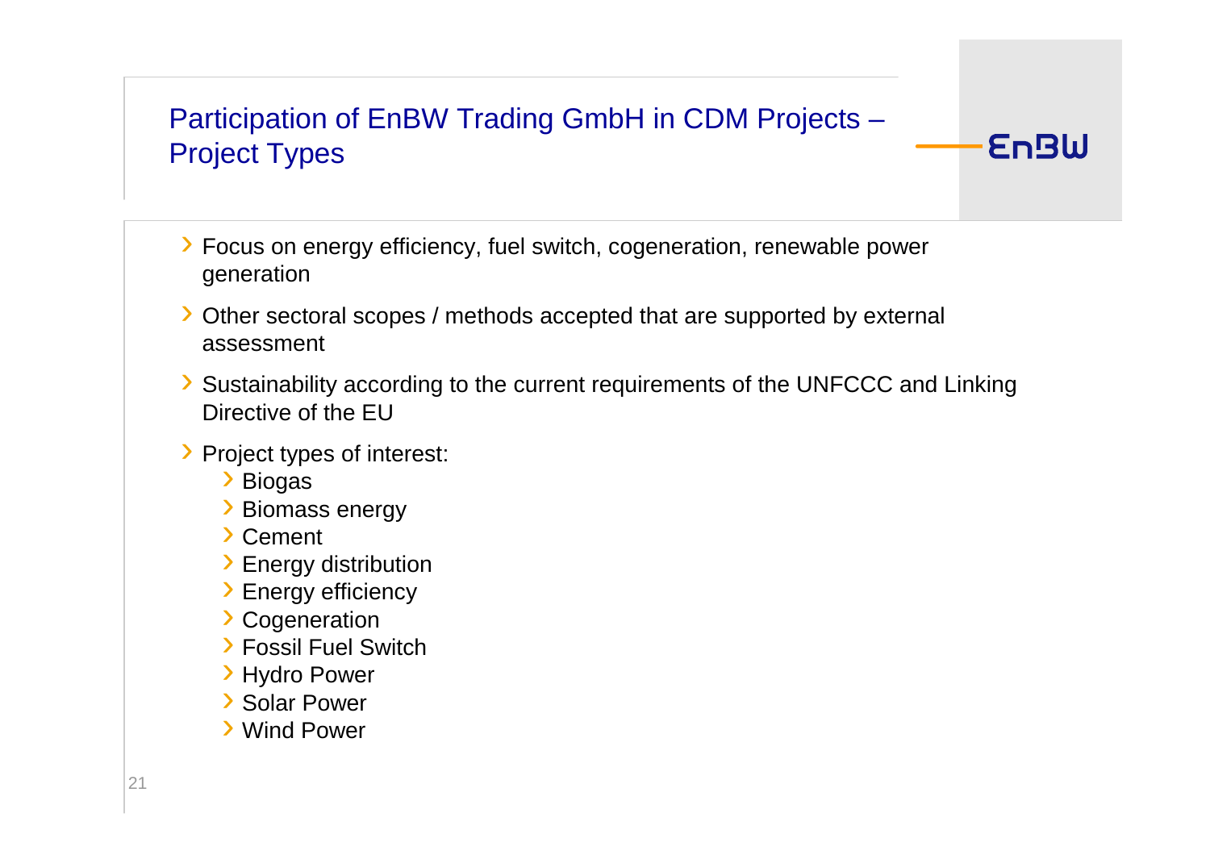# Participation of EnBW Trading GmbH in CDM Projects – Project Types

- Focus on energy efficiency, fuel switch, cogeneration, renewable power generation
- Other sectoral scopes / methods accepted that are supported by external assessment
- Sustainability according to the current requirements of the UNFCCC and Linking Directive of the EU
- Project types of interest:
  - Biogas
  - Biomass energy
  - Cement
  - Energy distribution
  - Energy efficiency
  - Cogeneration
  - Fossil Fuel Switch
  - Hydro Power
  - Solar Power
  - Wind Power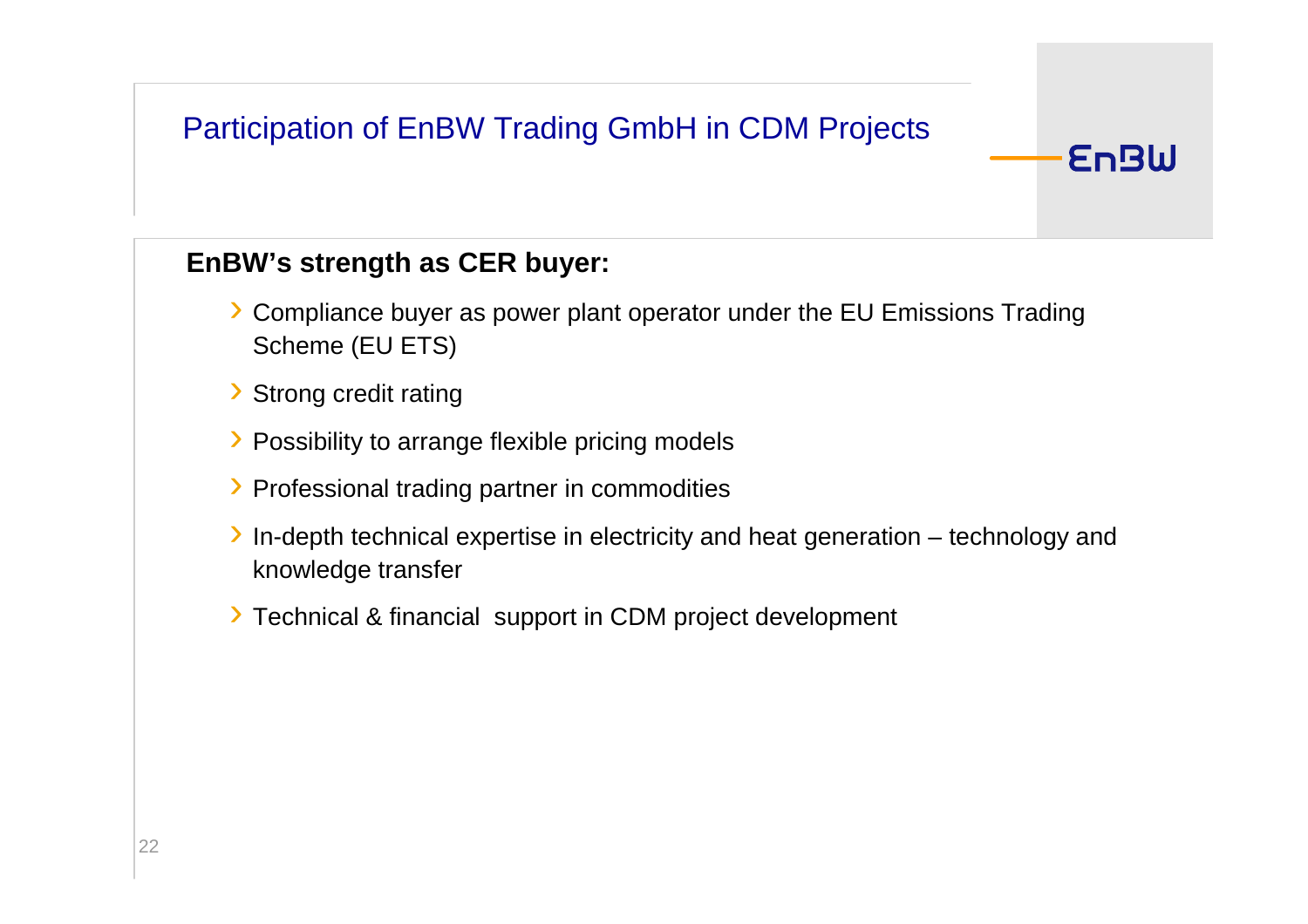# Participation of EnBW Trading GmbH in CDM Projects

EnBW

**EnBW's strength as CER buyer:**

- Compliance buyer as power plant operator under the EU Emissions Trading Scheme (EU ETS)
- Strong credit rating
- Possibility to arrange flexible pricing models
- Professional trading partner in commodities
- In-depth technical expertise in electricity and heat generation – technology and knowledge transfer
- Technical & financial support in CDM project development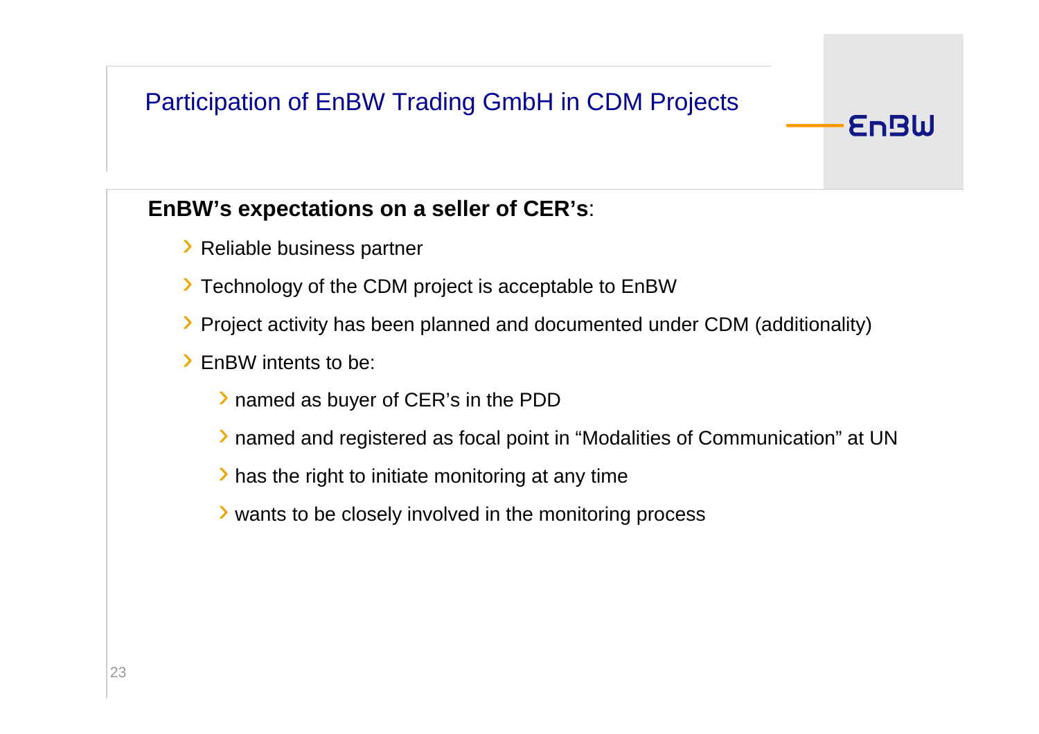# Participation of EnBW Trading GmbH in CDM Projects

**EnBW's expectations on a seller of CER's**:

- Reliable business partner
- Technology of the CDM project is acceptable to EnBW
- Project activity has been planned and documented under CDM (additionality)
- EnBW intents to be:
  - named as buyer of CER's in the PDD
  - named and registered as focal point in "Modalities of Communication" at UN
  - has the right to initiate monitoring at any time
  - wants to be closely involved in the monitoring process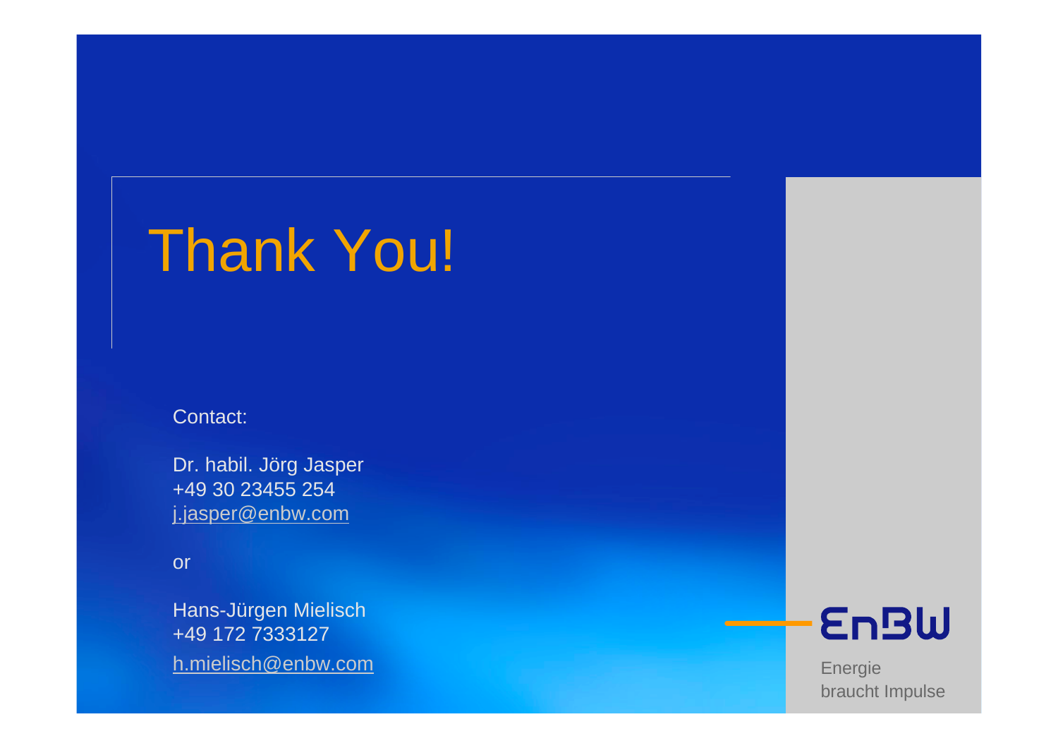# Thank You!

Contact:

Dr. habil. Jörg Jasper
+49 30 23455 254
j.jasper@enbw.com

or

Hans-Jürgen Mielisch
+49 172 7333127
h.mielisch@enbw.com

EnBW

Energie
braucht Impulse